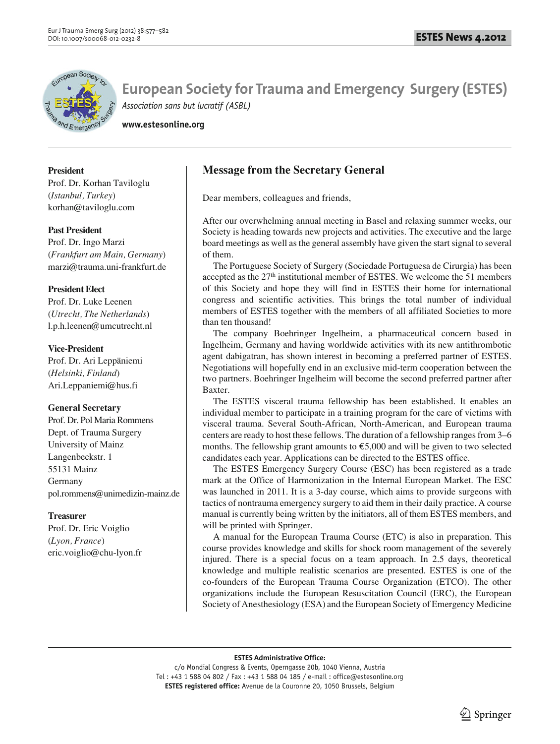# European Society for Trauma and Emergency Surgery (ESTES)

*Association sans but lucratif (ASBL)*

**www.estesonline.org**

**President**
Prof. Dr. Korhan Taviloglu
(*Istanbul, Turkey*)
korhan@taviloglu.com

**Past President**
Prof. Dr. Ingo Marzi
(*Frankfurt am Main, Germany*)
marzi@trauma.uni-frankfurt.de

**President Elect**
Prof. Dr. Luke Leenen
(*Utrecht, The Netherlands*)
l.p.h.leenen@umcutrecht.nl

**Vice-President**
Prof. Dr. Ari Leppäniemi
(*Helsinki, Finland*)
Ari.Leppaniemi@hus.fi

**General Secretary**
Prof. Dr. Pol Maria Rommens
Dept. of Trauma Surgery
University of Mainz
Langenbeckstr. 1
55131 Mainz
Germany
pol.rommens@unimedizin-mainz.de

**Treasurer**
Prof. Dr. Eric Voiglio
(*Lyon, France*)
eric.voiglio@chu-lyon.fr

## Message from the Secretary General

Dear members, colleagues and friends,

After our overwhelming annual meeting in Basel and relaxing summer weeks, our Society is heading towards new projects and activities. The executive and the large board meetings as well as the general assembly have given the start signal to several of them.

The Portuguese Society of Surgery (Sociedade Portuguesa de Cirurgia) has been accepted as the 27th institutional member of ESTES. We welcome the 51 members of this Society and hope they will find in ESTES their home for international congress and scientific activities. This brings the total number of individual members of ESTES together with the members of all affiliated Societies to more than ten thousand!

The company Boehringer Ingelheim, a pharmaceutical concern based in Ingelheim, Germany and having worldwide activities with its new antithrombotic agent dabigatran, has shown interest in becoming a preferred partner of ESTES. Negotiations will hopefully end in an exclusive mid-term cooperation between the two partners. Boehringer Ingelheim will become the second preferred partner after Baxter.

The ESTES visceral trauma fellowship has been established. It enables an individual member to participate in a training program for the care of victims with visceral trauma. Several South-African, North-American, and European trauma centers are ready to host these fellows. The duration of a fellowship ranges from 3–6 months. The fellowship grant amounts to €5,000 and will be given to two selected candidates each year. Applications can be directed to the ESTES office.

The ESTES Emergency Surgery Course (ESC) has been registered as a trade mark at the Office of Harmonization in the Internal European Market. The ESC was launched in 2011. It is a 3-day course, which aims to provide surgeons with tactics of nontrauma emergency surgery to aid them in their daily practice. A course manual is currently being written by the initiators, all of them ESTES members, and will be printed with Springer.

A manual for the European Trauma Course (ETC) is also in preparation. This course provides knowledge and skills for shock room management of the severely injured. There is a special focus on a team approach. In 2.5 days, theoretical knowledge and multiple realistic scenarios are presented. ESTES is one of the co-founders of the European Trauma Course Organization (ETCO). The other organizations include the European Resuscitation Council (ERC), the European Society of Anesthesiology (ESA) and the European Society of Emergency Medicine

**ESTES Administrative Office:**
c/o Mondial Congress & Events, Operngasse 20b, 1040 Vienna, Austria
Tel : +43 1 588 04 802 / Fax : +43 1 588 04 185 / e-mail : office@estesonline.org
**ESTES registered office:** Avenue de la Couronne 20, 1050 Brussels, Belgium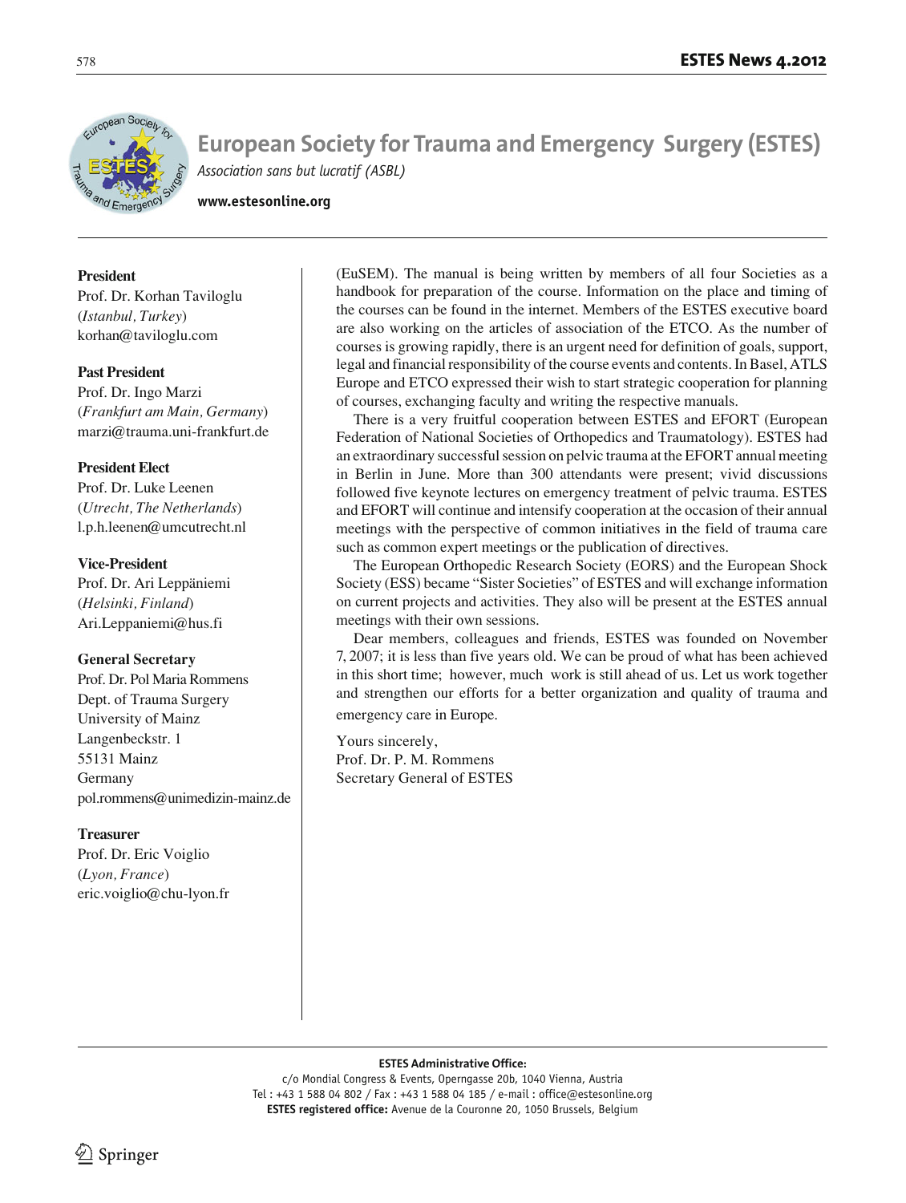# European Society for Trauma and Emergency Surgery (ESTES)

*Association sans but lucratif (ASBL)*

**www.estesonline.org**

**President**
Prof. Dr. Korhan Taviloglu
(*Istanbul, Turkey*)
korhan@taviloglu.com

**Past President**
Prof. Dr. Ingo Marzi
(*Frankfurt am Main, Germany*)
marzi@trauma.uni-frankfurt.de

**President Elect**
Prof. Dr. Luke Leenen
(*Utrecht, The Netherlands*)
l.p.h.leenen@umcutrecht.nl

**Vice-President**
Prof. Dr. Ari Leppäniemi
(*Helsinki, Finland*)
Ari.Leppaniemi@hus.fi

**General Secretary**
Prof. Dr. Pol Maria Rommens
Dept. of Trauma Surgery
University of Mainz
Langenbeckstr. 1
55131 Mainz
Germany
pol.rommens@unimedizin-mainz.de

**Treasurer**
Prof. Dr. Eric Voiglio
(*Lyon, France*)
eric.voiglio@chu-lyon.fr

(EuSEM). The manual is being written by members of all four Societies as a handbook for preparation of the course. Information on the place and timing of the courses can be found in the internet. Members of the ESTES executive board are also working on the articles of association of the ETCO. As the number of courses is growing rapidly, there is an urgent need for definition of goals, support, legal and financial responsibility of the course events and contents. In Basel, ATLS Europe and ETCO expressed their wish to start strategic cooperation for planning of courses, exchanging faculty and writing the respective manuals.

There is a very fruitful cooperation between ESTES and EFORT (European Federation of National Societies of Orthopedics and Traumatology). ESTES had an extraordinary successful session on pelvic trauma at the EFORT annual meeting in Berlin in June. More than 300 attendants were present; vivid discussions followed five keynote lectures on emergency treatment of pelvic trauma. ESTES and EFORT will continue and intensify cooperation at the occasion of their annual meetings with the perspective of common initiatives in the field of trauma care such as common expert meetings or the publication of directives.

The European Orthopedic Research Society (EORS) and the European Shock Society (ESS) became "Sister Societies" of ESTES and will exchange information on current projects and activities. They also will be present at the ESTES annual meetings with their own sessions.

Dear members, colleagues and friends, ESTES was founded on November 7, 2007; it is less than five years old. We can be proud of what has been achieved in this short time; however, much work is still ahead of us. Let us work together and strengthen our efforts for a better organization and quality of trauma and emergency care in Europe.

Yours sincerely,
Prof. Dr. P. M. Rommens
Secretary General of ESTES

**ESTES Administrative Office:**
c/o Mondial Congress & Events, Operngasse 20b, 1040 Vienna, Austria
Tel : +43 1 588 04 802 / Fax : +43 1 588 04 185 / e-mail : office@estesonline.org
**ESTES registered office:** Avenue de la Couronne 20, 1050 Brussels, Belgium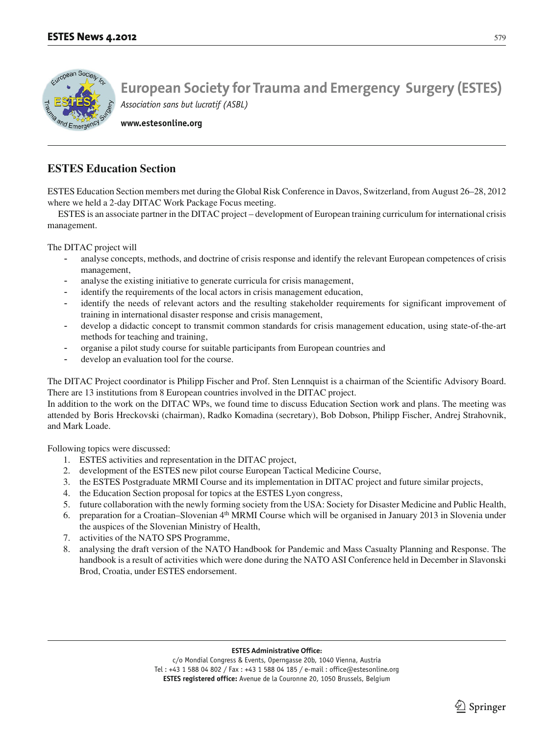# European Society for Trauma and Emergency Surgery (ESTES)

*Association sans but lucratif (ASBL)*

**www.estesonline.org**

## ESTES Education Section

ESTES Education Section members met during the Global Risk Conference in Davos, Switzerland, from August 26–28, 2012 where we held a 2-day DITAC Work Package Focus meeting.

ESTES is an associate partner in the DITAC project – development of European training curriculum for international crisis management.

The DITAC project will

- analyse concepts, methods, and doctrine of crisis response and identify the relevant European competences of crisis management,
- analyse the existing initiative to generate curricula for crisis management,
- identify the requirements of the local actors in crisis management education,
- identify the needs of relevant actors and the resulting stakeholder requirements for significant improvement of training in international disaster response and crisis management,
- develop a didactic concept to transmit common standards for crisis management education, using state-of-the-art methods for teaching and training,
- organise a pilot study course for suitable participants from European countries and
- develop an evaluation tool for the course.

The DITAC Project coordinator is Philipp Fischer and Prof. Sten Lennquist is a chairman of the Scientific Advisory Board. There are 13 institutions from 8 European countries involved in the DITAC project.

In addition to the work on the DITAC WPs, we found time to discuss Education Section work and plans. The meeting was attended by Boris Hreckovski (chairman), Radko Komadina (secretary), Bob Dobson, Philipp Fischer, Andrej Strahovnik, and Mark Loade.

Following topics were discussed:

1. ESTES activities and representation in the DITAC project,
2. development of the ESTES new pilot course European Tactical Medicine Course,
3. the ESTES Postgraduate MRMI Course and its implementation in DITAC project and future similar projects,
4. the Education Section proposal for topics at the ESTES Lyon congress,
5. future collaboration with the newly forming society from the USA: Society for Disaster Medicine and Public Health,
6. preparation for a Croatian–Slovenian 4th MRMI Course which will be organised in January 2013 in Slovenia under the auspices of the Slovenian Ministry of Health,
7. activities of the NATO SPS Programme,
8. analysing the draft version of the NATO Handbook for Pandemic and Mass Casualty Planning and Response. The handbook is a result of activities which were done during the NATO ASI Conference held in December in Slavonski Brod, Croatia, under ESTES endorsement.

**ESTES Administrative Office:**
c/o Mondial Congress & Events, Operngasse 20b, 1040 Vienna, Austria
Tel : +43 1 588 04 802 / Fax : +43 1 588 04 185 / e-mail : office@estesonline.org
**ESTES registered office:** Avenue de la Couronne 20, 1050 Brussels, Belgium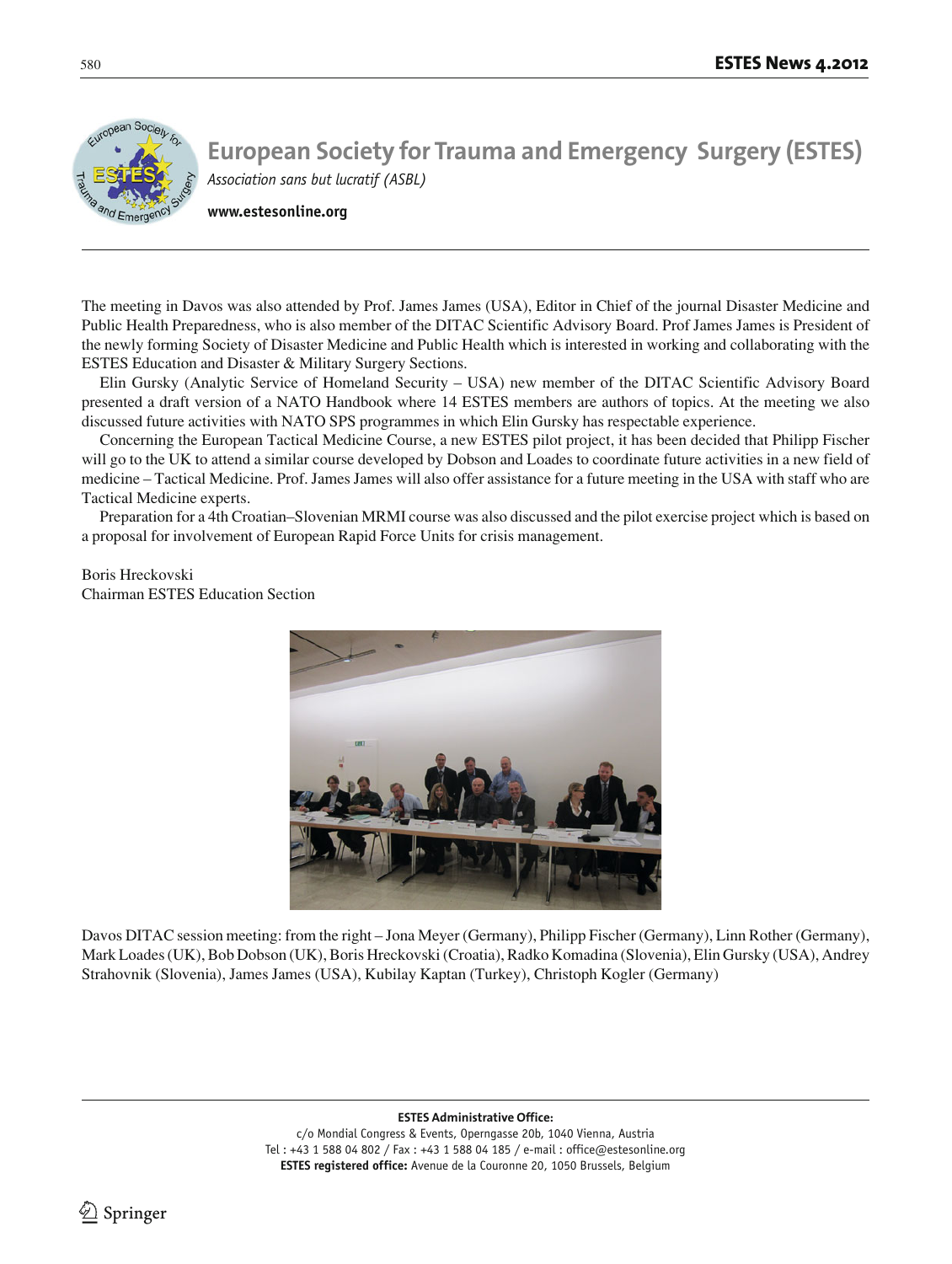# European Society for Trauma and Emergency Surgery (ESTES)

*Association sans but lucratif (ASBL)*

**www.estesonline.org**

The meeting in Davos was also attended by Prof. James James (USA), Editor in Chief of the journal Disaster Medicine and Public Health Preparedness, who is also member of the DITAC Scientific Advisory Board. Prof James James is President of the newly forming Society of Disaster Medicine and Public Health which is interested in working and collaborating with the ESTES Education and Disaster & Military Surgery Sections.

Elin Gursky (Analytic Service of Homeland Security – USA) new member of the DITAC Scientific Advisory Board presented a draft version of a NATO Handbook where 14 ESTES members are authors of topics. At the meeting we also discussed future activities with NATO SPS programmes in which Elin Gursky has respectable experience.

Concerning the European Tactical Medicine Course, a new ESTES pilot project, it has been decided that Philipp Fischer will go to the UK to attend a similar course developed by Dobson and Loades to coordinate future activities in a new field of medicine – Tactical Medicine. Prof. James James will also offer assistance for a future meeting in the USA with staff who are Tactical Medicine experts.

Preparation for a 4th Croatian–Slovenian MRMI course was also discussed and the pilot exercise project which is based on a proposal for involvement of European Rapid Force Units for crisis management.

Boris Hreckovski
Chairman ESTES Education Section

Davos DITAC session meeting: from the right – Jona Meyer (Germany), Philipp Fischer (Germany), Linn Rother (Germany), Mark Loades (UK), Bob Dobson (UK), Boris Hreckovski (Croatia), Radko Komadina (Slovenia), Elin Gursky (USA), Andrey Strahovnik (Slovenia), James James (USA), Kubilay Kaptan (Turkey), Christoph Kogler (Germany)

**ESTES Administrative Office:**
c/o Mondial Congress & Events, Operngasse 20b, 1040 Vienna, Austria
Tel : +43 1 588 04 802 / Fax : +43 1 588 04 185 / e-mail : office@estesonline.org
**ESTES registered office:** Avenue de la Couronne 20, 1050 Brussels, Belgium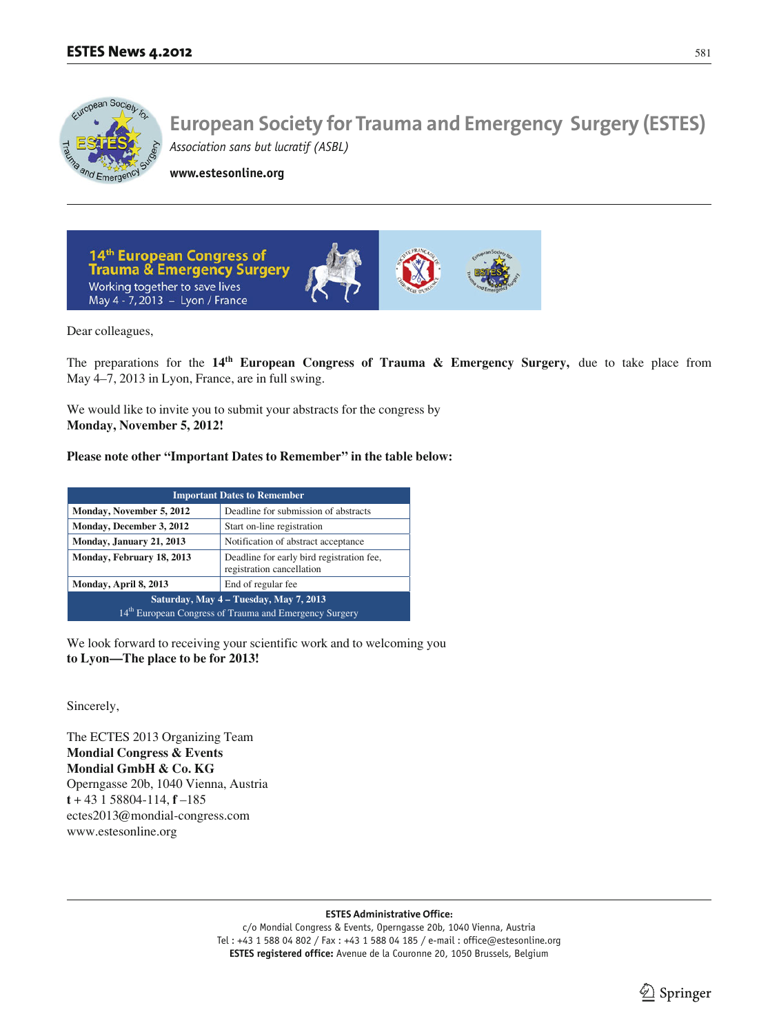# European Society for Trauma and Emergency Surgery (ESTES)

*Association sans but lucratif (ASBL)*

**www.estesonline.org**

**14th European Congress of Trauma & Emergency Surgery**
Working together to save lives
May 4 - 7, 2013 – Lyon / France

Dear colleagues,

The preparations for the **14th European Congress of Trauma & Emergency Surgery,** due to take place from May 4–7, 2013 in Lyon, France, are in full swing.

We would like to invite you to submit your abstracts for the congress by
**Monday, November 5, 2012!**

**Please note other "Important Dates to Remember" in the table below:**

| Important Dates to Remember | |
|---|---|
| **Monday, November 5, 2012** | Deadline for submission of abstracts |
| **Monday, December 3, 2012** | Start on-line registration |
| **Monday, January 21, 2013** | Notification of abstract acceptance |
| **Monday, February 18, 2013** | Deadline for early bird registration fee, registration cancellation |
| **Monday, April 8, 2013** | End of regular fee |
| **Saturday, May 4 – Tuesday, May 7, 2013** 14th European Congress of Trauma and Emergency Surgery | |

We look forward to receiving your scientific work and to welcoming you
**to Lyon—The place to be for 2013!**

Sincerely,

The ECTES 2013 Organizing Team
**Mondial Congress & Events**
**Mondial GmbH & Co. KG**
Operngasse 20b, 1040 Vienna, Austria
**t** + 43 1 58804-114, **f** –185
ectes2013@mondial-congress.com
www.estesonline.org

**ESTES Administrative Office:**
c/o Mondial Congress & Events, Operngasse 20b, 1040 Vienna, Austria
Tel : +43 1 588 04 802 / Fax : +43 1 588 04 185 / e-mail : office@estesonline.org
**ESTES registered office:** Avenue de la Couronne 20, 1050 Brussels, Belgium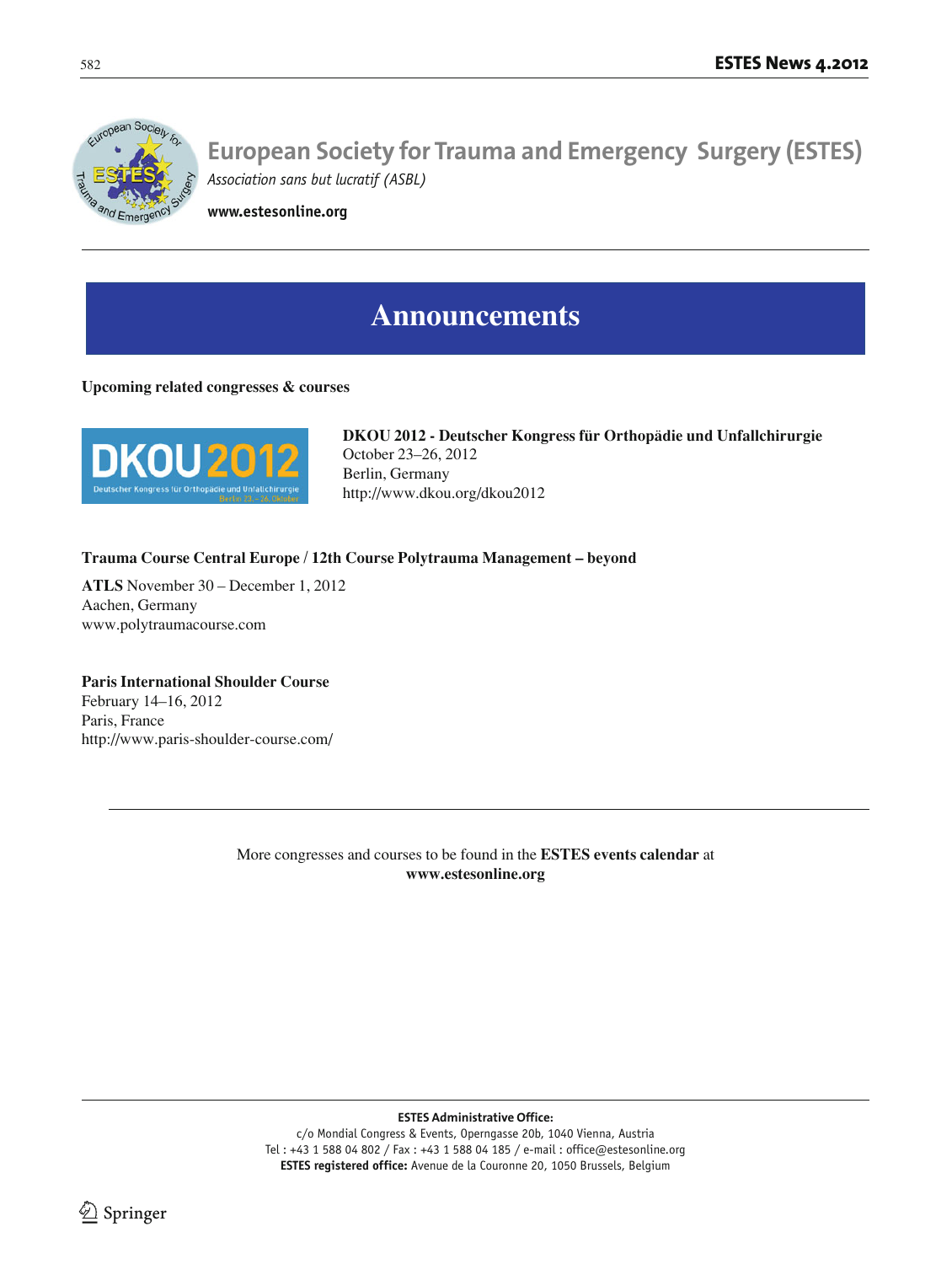# European Society for Trauma and Emergency Surgery (ESTES)

*Association sans but lucratif (ASBL)*

**www.estesonline.org**

## Announcements

**Upcoming related congresses & courses**

**DKOU 2012 - Deutscher Kongress für Orthopädie und Unfallchirurgie**
October 23–26, 2012
Berlin, Germany
http://www.dkou.org/dkou2012

**Trauma Course Central Europe / 12th Course Polytrauma Management – beyond**

**ATLS** November 30 – December 1, 2012
Aachen, Germany
www.polytraumacourse.com

**Paris International Shoulder Course**
February 14–16, 2012
Paris, France
http://www.paris-shoulder-course.com/

---

More congresses and courses to be found in the **ESTES events calendar** at
**www.estesonline.org**

---

**ESTES Administrative Office:**
c/o Mondial Congress & Events, Operngasse 20b, 1040 Vienna, Austria
Tel : +43 1 588 04 802 / Fax : +43 1 588 04 185 / e-mail : office@estesonline.org
**ESTES registered office:** Avenue de la Couronne 20, 1050 Brussels, Belgium